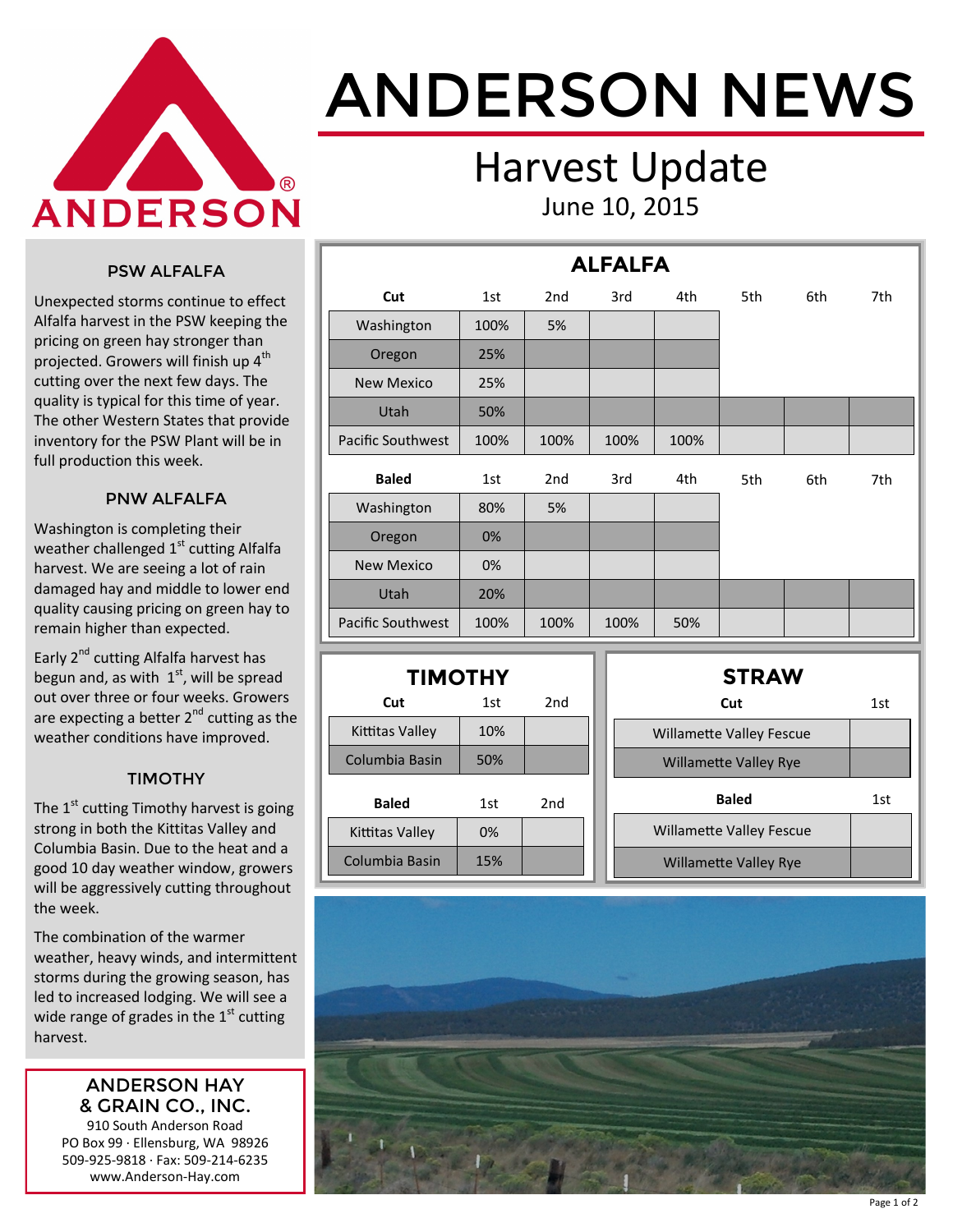# ANDERSON NEWS

## Harvest Update

June 10, 2015

### PSW ALFALFA

Unexpected storms continue to effect Alfalfa harvest in the PSW keeping the pricing on green hay stronger than projected. Growers will finish up 4th cutting over the next few days. The quality is typical for this time of year. The other Western States that provide inventory for the PSW Plant will be in full production this week.

### PNW ALFALFA

Washington is completing their weather challenged 1st cutting Alfalfa harvest. We are seeing a lot of rain damaged hay and middle to lower end quality causing pricing on green hay to remain higher than expected.

Early 2nd cutting Alfalfa harvest has begun and, as with 1st, will be spread out over three or four weeks. Growers are expecting a better 2nd cutting as the weather conditions have improved.

### TIMOTHY

The 1st cutting Timothy harvest is going strong in both the Kittitas Valley and Columbia Basin. Due to the heat and a good 10 day weather window, growers will be aggressively cutting throughout the week.

The combination of the warmer weather, heavy winds, and intermittent storms during the growing season, has led to increased lodging. We will see a wide range of grades in the 1st cutting harvest.

**ANDERSON HAY & GRAIN CO., INC.**
910 South Anderson Road
PO Box 99 · Ellensburg, WA 98926
509-925-9818 · Fax: 509-214-6235
www.Anderson-Hay.com

### ALFALFA

| Cut | 1st | 2nd | 3rd | 4th | 5th | 6th | 7th |
|---|---|---|---|---|---|---|---|
| Washington | 100% | 5% | | | | | |
| Oregon | 25% | | | | | | |
| New Mexico | 25% | | | | | | |
| Utah | 50% | | | | | | |
| Pacific Southwest | 100% | 100% | 100% | 100% | | | |

| Baled | 1st | 2nd | 3rd | 4th | 5th | 6th | 7th |
|---|---|---|---|---|---|---|---|
| Washington | 80% | 5% | | | | | |
| Oregon | 0% | | | | | | |
| New Mexico | 0% | | | | | | |
| Utah | 20% | | | | | | |
| Pacific Southwest | 100% | 100% | 100% | 50% | | | |

### TIMOTHY

| Cut | 1st | 2nd |
|---|---|---|
| Kittitas Valley | 10% | |
| Columbia Basin | 50% | |

| Baled | 1st | 2nd |
|---|---|---|
| Kittitas Valley | 0% | |
| Columbia Basin | 15% | |

### STRAW

| Cut | 1st |
|---|---|
| Willamette Valley Fescue | |
| Willamette Valley Rye | |

| Baled | 1st |
|---|---|
| Willamette Valley Fescue | |
| Willamette Valley Rye | |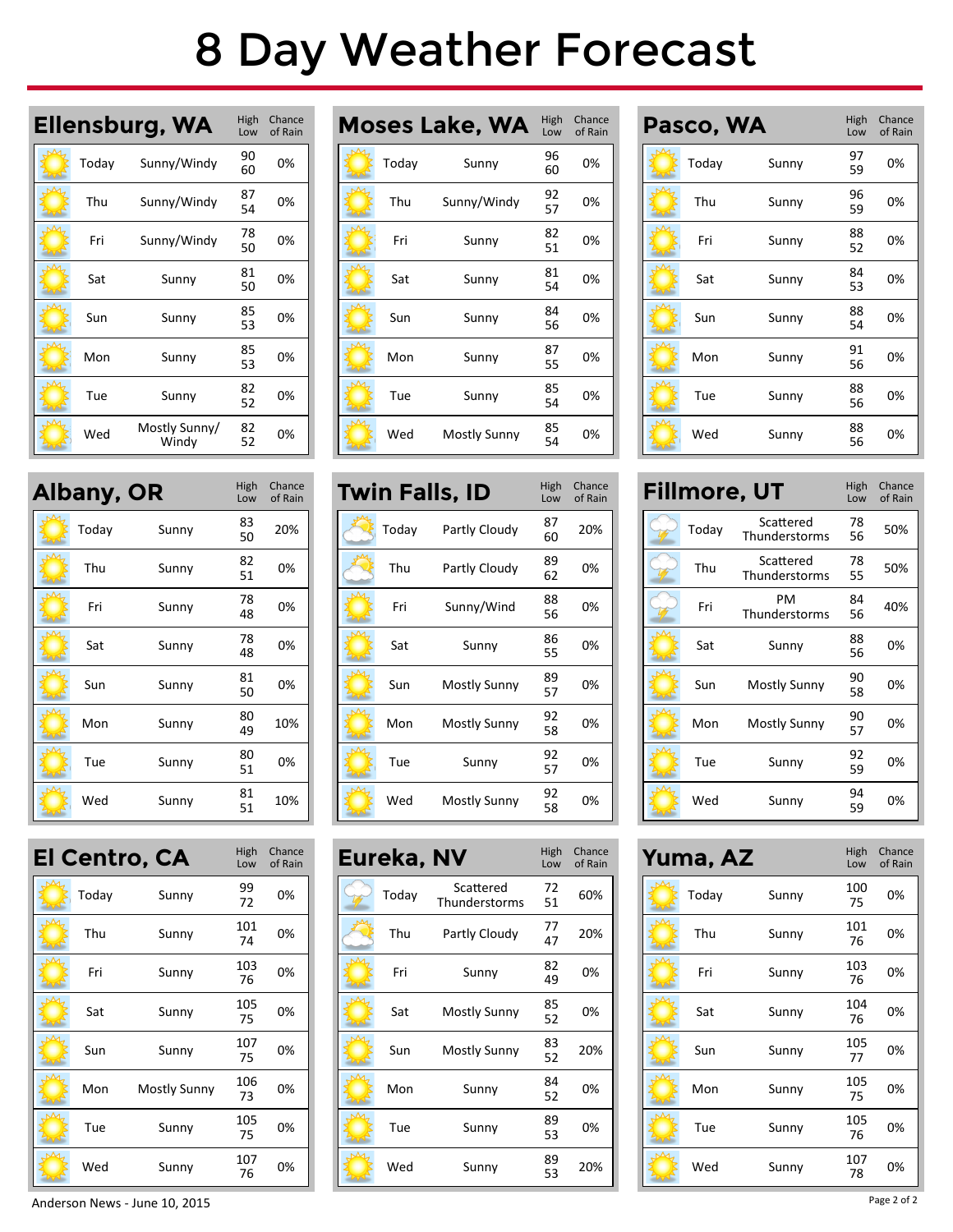# 8 Day Weather Forecast

## Ellensburg, WA

| | | High / Low | Chance of Rain |
|---|---|---|---|
| Today | Sunny/Windy | 90 / 60 | 0% |
| Thu | Sunny/Windy | 87 / 54 | 0% |
| Fri | Sunny/Windy | 78 / 50 | 0% |
| Sat | Sunny | 81 / 50 | 0% |
| Sun | Sunny | 85 / 53 | 0% |
| Mon | Sunny | 85 / 53 | 0% |
| Tue | Sunny | 82 / 52 | 0% |
| Wed | Mostly Sunny/ Windy | 82 / 52 | 0% |

## Moses Lake, WA

| | | High / Low | Chance of Rain |
|---|---|---|---|
| Today | Sunny | 96 / 60 | 0% |
| Thu | Sunny/Windy | 92 / 57 | 0% |
| Fri | Sunny | 82 / 51 | 0% |
| Sat | Sunny | 81 / 54 | 0% |
| Sun | Sunny | 84 / 56 | 0% |
| Mon | Sunny | 87 / 55 | 0% |
| Tue | Sunny | 85 / 54 | 0% |
| Wed | Mostly Sunny | 85 / 54 | 0% |

## Pasco, WA

| | | High / Low | Chance of Rain |
|---|---|---|---|
| Today | Sunny | 97 / 59 | 0% |
| Thu | Sunny | 96 / 59 | 0% |
| Fri | Sunny | 88 / 52 | 0% |
| Sat | Sunny | 84 / 53 | 0% |
| Sun | Sunny | 88 / 54 | 0% |
| Mon | Sunny | 91 / 56 | 0% |
| Tue | Sunny | 88 / 56 | 0% |
| Wed | Sunny | 88 / 56 | 0% |

## Albany, OR

| | | High / Low | Chance of Rain |
|---|---|---|---|
| Today | Sunny | 83 / 50 | 20% |
| Thu | Sunny | 82 / 51 | 0% |
| Fri | Sunny | 78 / 48 | 0% |
| Sat | Sunny | 78 / 48 | 0% |
| Sun | Sunny | 81 / 50 | 0% |
| Mon | Sunny | 80 / 49 | 10% |
| Tue | Sunny | 80 / 51 | 0% |
| Wed | Sunny | 81 / 51 | 10% |

## Twin Falls, ID

| | | High / Low | Chance of Rain |
|---|---|---|---|
| Today | Partly Cloudy | 87 / 60 | 20% |
| Thu | Partly Cloudy | 89 / 62 | 0% |
| Fri | Sunny/Wind | 88 / 56 | 0% |
| Sat | Sunny | 86 / 55 | 0% |
| Sun | Mostly Sunny | 89 / 57 | 0% |
| Mon | Mostly Sunny | 92 / 58 | 0% |
| Tue | Sunny | 92 / 57 | 0% |
| Wed | Mostly Sunny | 92 / 58 | 0% |

## Fillmore, UT

| | | High / Low | Chance of Rain |
|---|---|---|---|
| Today | Scattered Thunderstorms | 78 / 56 | 50% |
| Thu | Scattered Thunderstorms | 78 / 55 | 50% |
| Fri | PM Thunderstorms | 84 / 56 | 40% |
| Sat | Sunny | 88 / 56 | 0% |
| Sun | Mostly Sunny | 90 / 58 | 0% |
| Mon | Mostly Sunny | 90 / 57 | 0% |
| Tue | Sunny | 92 / 59 | 0% |
| Wed | Sunny | 94 / 59 | 0% |

## El Centro, CA

| | | High / Low | Chance of Rain |
|---|---|---|---|
| Today | Sunny | 99 / 72 | 0% |
| Thu | Sunny | 101 / 74 | 0% |
| Fri | Sunny | 103 / 76 | 0% |
| Sat | Sunny | 105 / 75 | 0% |
| Sun | Sunny | 107 / 75 | 0% |
| Mon | Mostly Sunny | 106 / 73 | 0% |
| Tue | Sunny | 105 / 75 | 0% |
| Wed | Sunny | 107 / 76 | 0% |

## Eureka, NV

| | | High / Low | Chance of Rain |
|---|---|---|---|
| Today | Scattered Thunderstorms | 72 / 51 | 60% |
| Thu | Partly Cloudy | 77 / 47 | 20% |
| Fri | Sunny | 82 / 49 | 0% |
| Sat | Mostly Sunny | 85 / 52 | 0% |
| Sun | Mostly Sunny | 83 / 52 | 20% |
| Mon | Sunny | 84 / 52 | 0% |
| Tue | Sunny | 89 / 53 | 0% |
| Wed | Sunny | 89 / 53 | 20% |

## Yuma, AZ

| | | High / Low | Chance of Rain |
|---|---|---|---|
| Today | Sunny | 100 / 75 | 0% |
| Thu | Sunny | 101 / 76 | 0% |
| Fri | Sunny | 103 / 76 | 0% |
| Sat | Sunny | 104 / 76 | 0% |
| Sun | Sunny | 105 / 77 | 0% |
| Mon | Sunny | 105 / 75 | 0% |
| Tue | Sunny | 105 / 76 | 0% |
| Wed | Sunny | 107 / 78 | 0% |

Anderson News - June 10, 2015